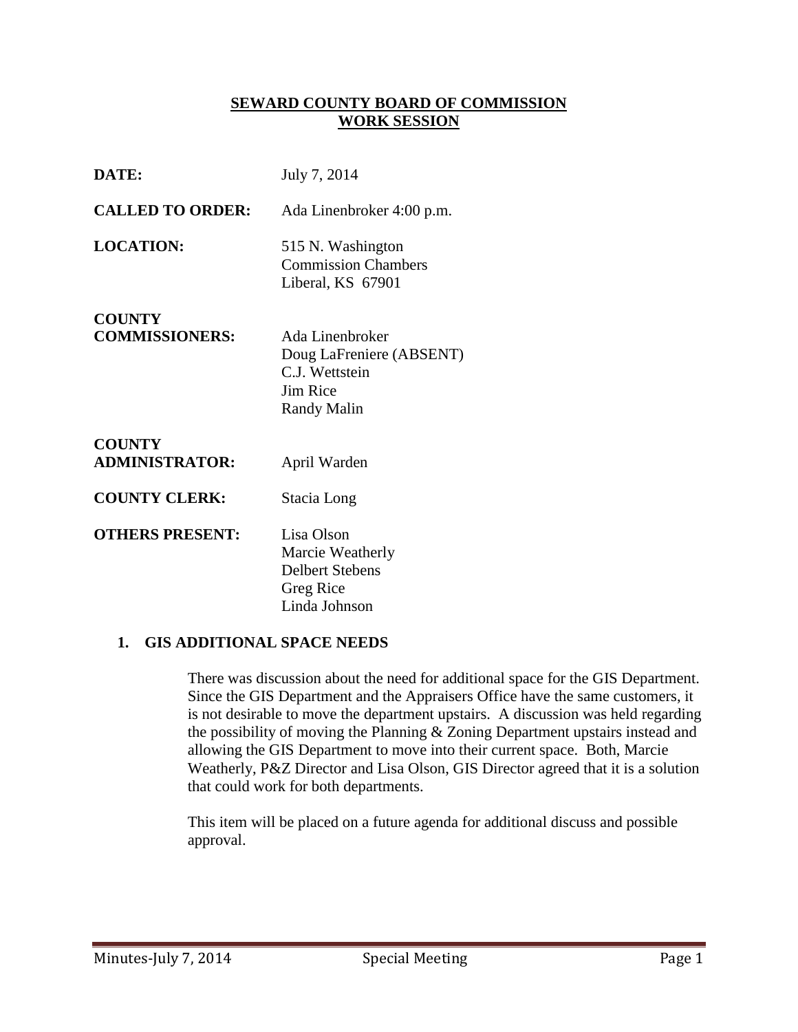# SEWARD COUNTY BOARD OF COMMISSION
# WORK SESSION

| | |
|---|---|
| **DATE:** | July 7, 2014 |
| **CALLED TO ORDER:** | Ada Linenbroker 4:00 p.m. |
| **LOCATION:** | 515 N. Washington<br>Commission Chambers<br>Liberal, KS 67901 |
| **COUNTY COMMISSIONERS:** | Ada Linenbroker<br>Doug LaFreniere (ABSENT)<br>C.J. Wettstein<br>Jim Rice<br>Randy Malin |
| **COUNTY ADMINISTRATOR:** | April Warden |
| **COUNTY CLERK:** | Stacia Long |
| **OTHERS PRESENT:** | Lisa Olson<br>Marcie Weatherly<br>Delbert Stebens<br>Greg Rice<br>Linda Johnson |

## 1. GIS ADDITIONAL SPACE NEEDS

There was discussion about the need for additional space for the GIS Department. Since the GIS Department and the Appraisers Office have the same customers, it is not desirable to move the department upstairs. A discussion was held regarding the possibility of moving the Planning & Zoning Department upstairs instead and allowing the GIS Department to move into their current space. Both, Marcie Weatherly, P&Z Director and Lisa Olson, GIS Director agreed that it is a solution that could work for both departments.

This item will be placed on a future agenda for additional discuss and possible approval.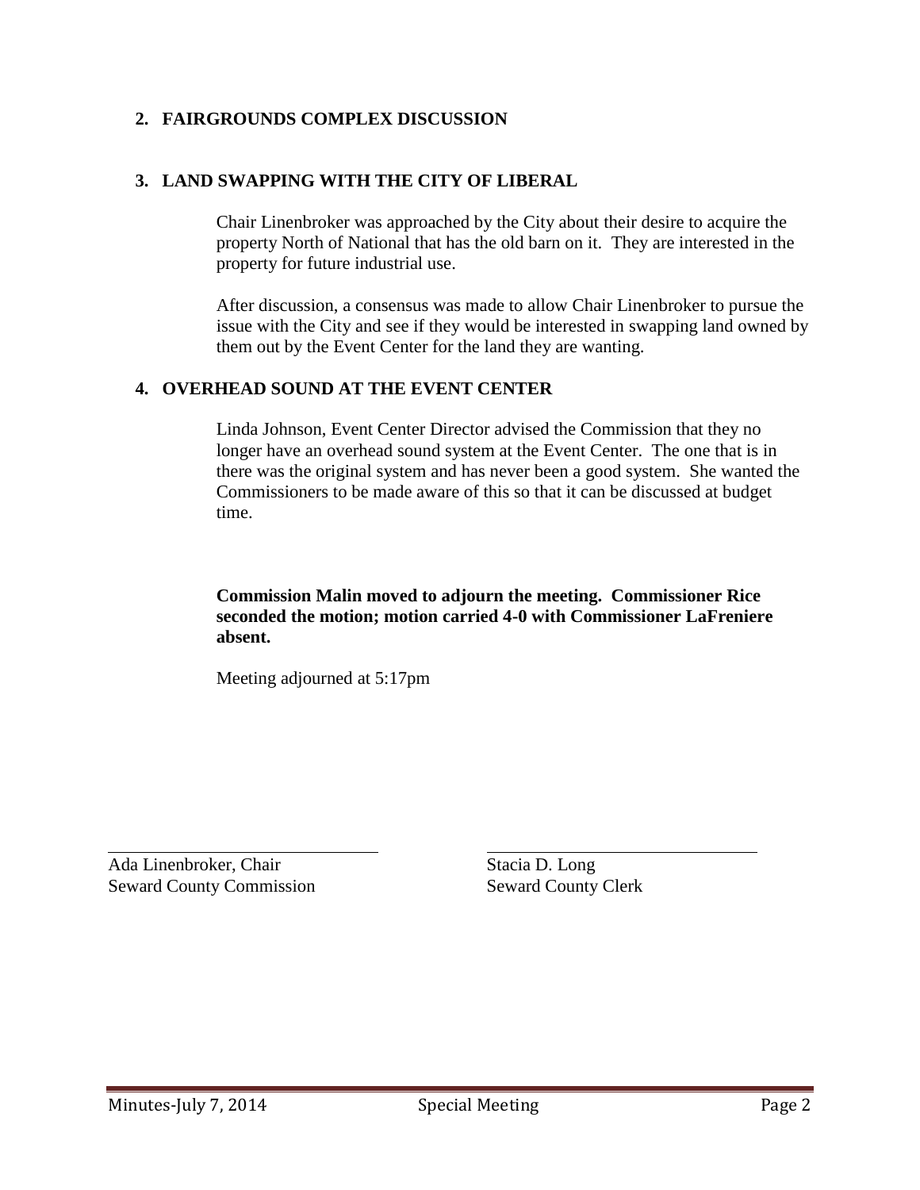**2. FAIRGROUNDS COMPLEX DISCUSSION**

**3. LAND SWAPPING WITH THE CITY OF LIBERAL**

Chair Linenbroker was approached by the City about their desire to acquire the property North of National that has the old barn on it. They are interested in the property for future industrial use.

After discussion, a consensus was made to allow Chair Linenbroker to pursue the issue with the City and see if they would be interested in swapping land owned by them out by the Event Center for the land they are wanting.

**4. OVERHEAD SOUND AT THE EVENT CENTER**

Linda Johnson, Event Center Director advised the Commission that they no longer have an overhead sound system at the Event Center. The one that is in there was the original system and has never been a good system. She wanted the Commissioners to be made aware of this so that it can be discussed at budget time.

**Commission Malin moved to adjourn the meeting. Commissioner Rice seconded the motion; motion carried 4-0 with Commissioner LaFreniere absent.**

Meeting adjourned at 5:17pm

| | |
|---|---|
| Ada Linenbroker, Chair | Stacia D. Long |
| Seward County Commission | Seward County Clerk |